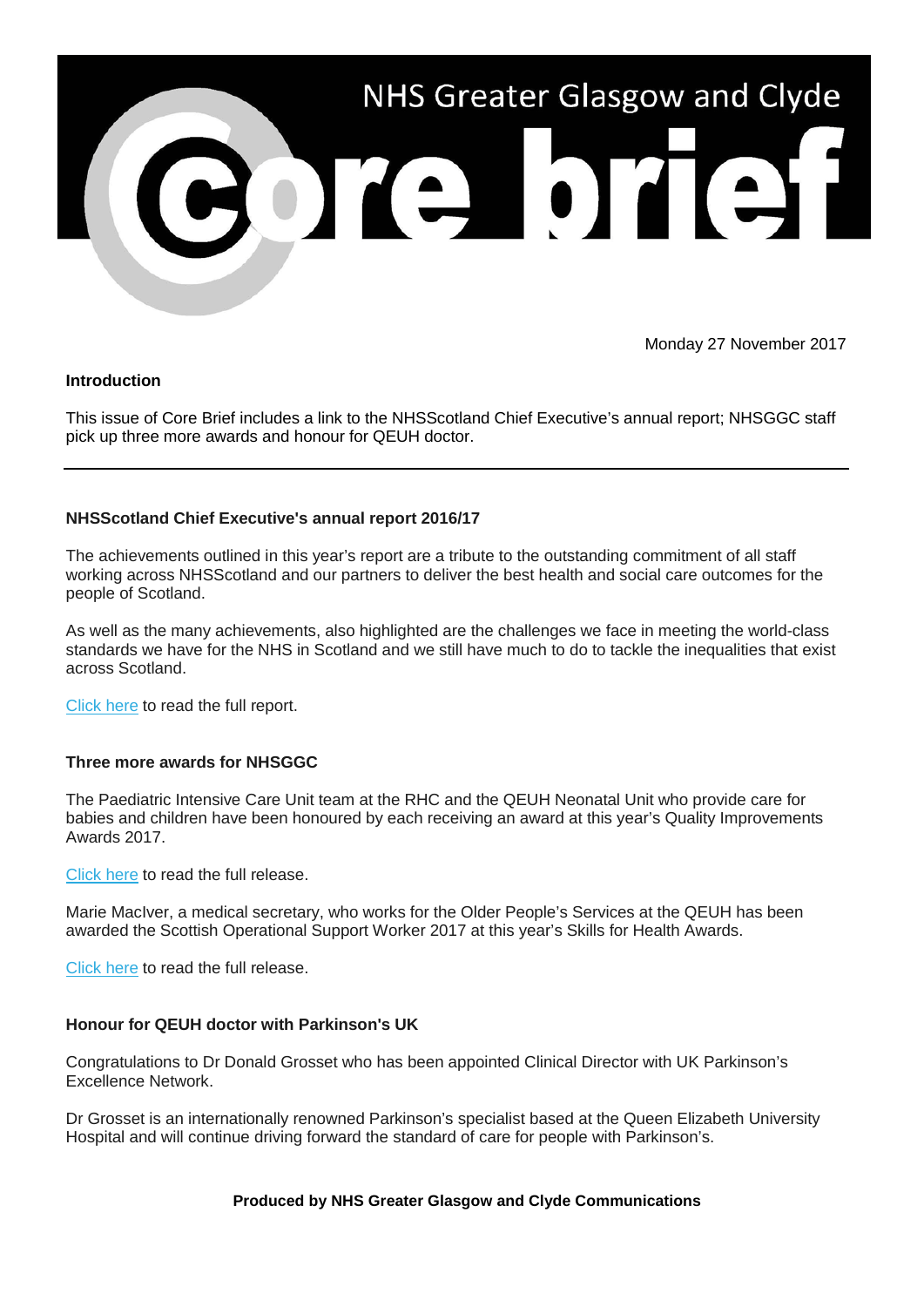# NHS Greater Glasgow and Clyde Core brief

Monday 27 November 2017

**Introduction**

This issue of Core Brief includes a link to the NHSScotland Chief Executive's annual report; NHSGGC staff pick up three more awards and honour for QEUH doctor.

---

## NHSScotland Chief Executive's annual report 2016/17

The achievements outlined in this year's report are a tribute to the outstanding commitment of all staff working across NHSScotland and our partners to deliver the best health and social care outcomes for the people of Scotland.

As well as the many achievements, also highlighted are the challenges we face in meeting the world-class standards we have for the NHS in Scotland and we still have much to do to tackle the inequalities that exist across Scotland.

Click here to read the full report.

## Three more awards for NHSGGC

The Paediatric Intensive Care Unit team at the RHC and the QEUH Neonatal Unit who provide care for babies and children have been honoured by each receiving an award at this year's Quality Improvements Awards 2017.

Click here to read the full release.

Marie MacIver, a medical secretary, who works for the Older People's Services at the QEUH has been awarded the Scottish Operational Support Worker 2017 at this year's Skills for Health Awards.

Click here to read the full release.

## Honour for QEUH doctor with Parkinson's UK

Congratulations to Dr Donald Grosset who has been appointed Clinical Director with UK Parkinson's Excellence Network.

Dr Grosset is an internationally renowned Parkinson's specialist based at the Queen Elizabeth University Hospital and will continue driving forward the standard of care for people with Parkinson's.

**Produced by NHS Greater Glasgow and Clyde Communications**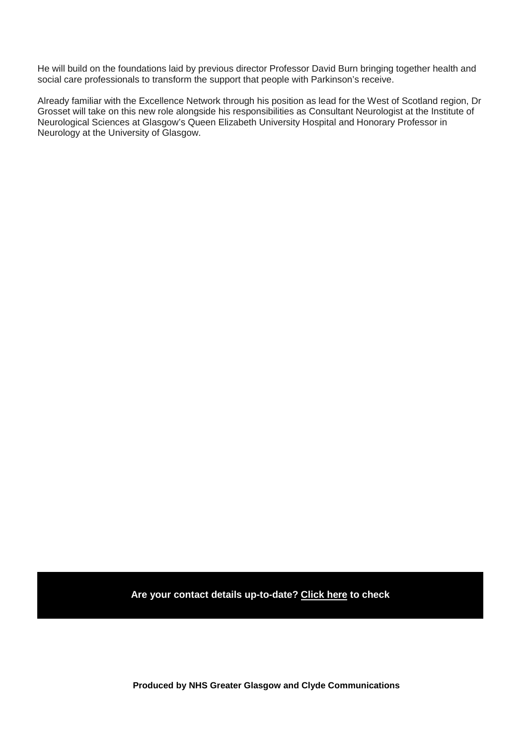He will build on the foundations laid by previous director Professor David Burn bringing together health and social care professionals to transform the support that people with Parkinson's receive.

Already familiar with the Excellence Network through his position as lead for the West of Scotland region, Dr Grosset will take on this new role alongside his responsibilities as Consultant Neurologist at the Institute of Neurological Sciences at Glasgow's Queen Elizabeth University Hospital and Honorary Professor in Neurology at the University of Glasgow.

**Are your contact details up-to-date? Click here to check**

**Produced by NHS Greater Glasgow and Clyde Communications**